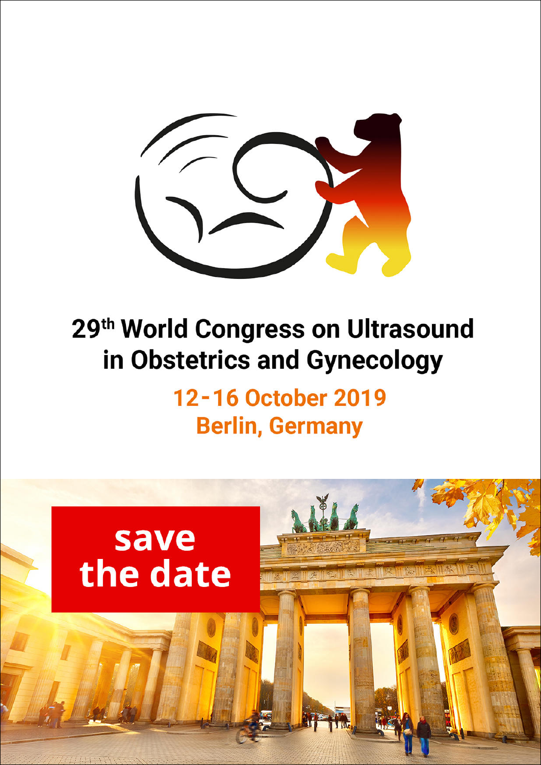# 29th World Congress on Ultrasound in Obstetrics and Gynecology

**12-16 October 2019**
**Berlin, Germany**

**save the date**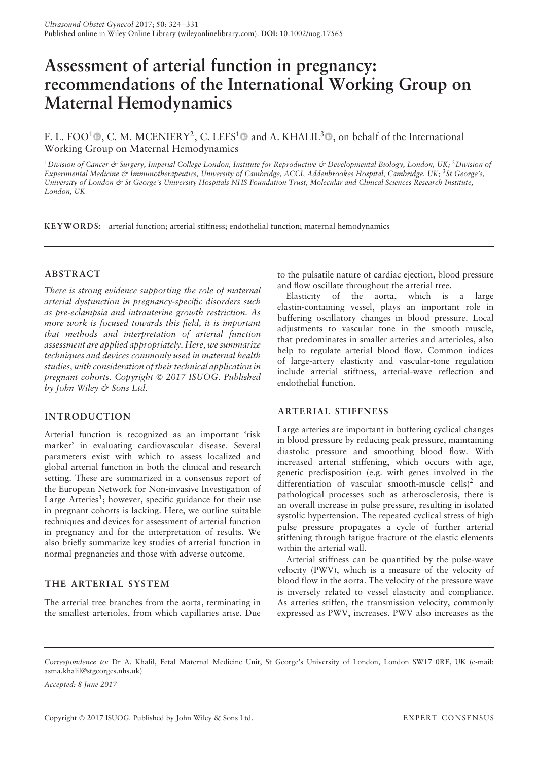# Assessment of arterial function in pregnancy: recommendations of the International Working Group on Maternal Hemodynamics

F. L. FOO[1], C. M. MCENIERY[2], C. LEES[1] and A. KHALIL[3], on behalf of the International Working Group on Maternal Hemodynamics

[1]*Division of Cancer & Surgery, Imperial College London, Institute for Reproductive & Developmental Biology, London, UK;* [2]*Division of Experimental Medicine & Immunotherapeutics, University of Cambridge, ACCI, Addenbrookes Hospital, Cambridge, UK;* [3]*St George's, University of London & St George's University Hospitals NHS Foundation Trust, Molecular and Clinical Sciences Research Institute, London, UK*

**KEYWORDS:** arterial function; arterial stiffness; endothelial function; maternal hemodynamics

## ABSTRACT

*There is strong evidence supporting the role of maternal arterial dysfunction in pregnancy-specific disorders such as pre-eclampsia and intrauterine growth restriction. As more work is focused towards this field, it is important that methods and interpretation of arterial function assessment are applied appropriately. Here, we summarize techniques and devices commonly used in maternal health studies, with consideration of their technical application in pregnant cohorts. Copyright © 2017 ISUOG. Published by John Wiley & Sons Ltd.*

## INTRODUCTION

Arterial function is recognized as an important 'risk marker' in evaluating cardiovascular disease. Several parameters exist with which to assess localized and global arterial function in both the clinical and research setting. These are summarized in a consensus report of the European Network for Non-invasive Investigation of Large Arteries[1]; however, specific guidance for their use in pregnant cohorts is lacking. Here, we outline suitable techniques and devices for assessment of arterial function in pregnancy and for the interpretation of results. We also briefly summarize key studies of arterial function in normal pregnancies and those with adverse outcome.

## THE ARTERIAL SYSTEM

The arterial tree branches from the aorta, terminating in the smallest arterioles, from which capillaries arise. Due to the pulsatile nature of cardiac ejection, blood pressure and flow oscillate throughout the arterial tree.

Elasticity of the aorta, which is a large elastin-containing vessel, plays an important role in buffering oscillatory changes in blood pressure. Local adjustments to vascular tone in the smooth muscle, that predominates in smaller arteries and arterioles, also help to regulate arterial blood flow. Common indices of large-artery elasticity and vascular-tone regulation include arterial stiffness, arterial-wave reflection and endothelial function.

## ARTERIAL STIFFNESS

Large arteries are important in buffering cyclical changes in blood pressure by reducing peak pressure, maintaining diastolic pressure and smoothing blood flow. With increased arterial stiffening, which occurs with age, genetic predisposition (e.g. with genes involved in the differentiation of vascular smooth-muscle cells)[2] and pathological processes such as atherosclerosis, there is an overall increase in pulse pressure, resulting in isolated systolic hypertension. The repeated cyclical stress of high pulse pressure propagates a cycle of further arterial stiffening through fatigue fracture of the elastic elements within the arterial wall.

Arterial stiffness can be quantified by the pulse-wave velocity (PWV), which is a measure of the velocity of blood flow in the aorta. The velocity of the pressure wave is inversely related to vessel elasticity and compliance. As arteries stiffen, the transmission velocity, commonly expressed as PWV, increases. PWV also increases as the

*Correspondence to:* Dr A. Khalil, Fetal Maternal Medicine Unit, St George's University of London, London SW17 0RE, UK (e-mail: asma.khalil@stgeorges.nhs.uk)

*Accepted: 8 June 2017*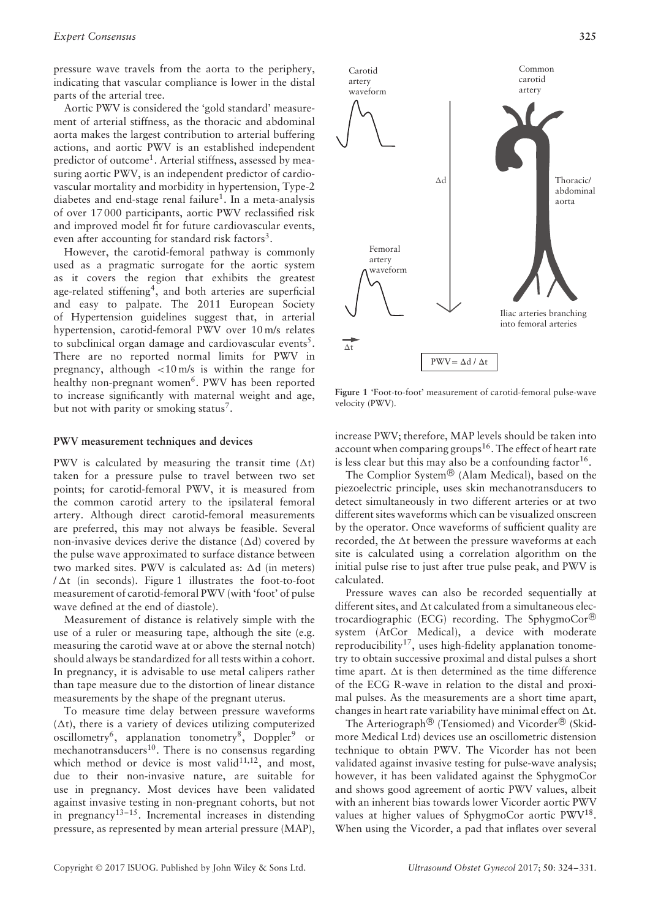pressure wave travels from the aorta to the periphery, indicating that vascular compliance is lower in the distal parts of the arterial tree.

Aortic PWV is considered the 'gold standard' measurement of arterial stiffness, as the thoracic and abdominal aorta makes the largest contribution to arterial buffering actions, and aortic PWV is an established independent predictor of outcome[1]. Arterial stiffness, assessed by measuring aortic PWV, is an independent predictor of cardiovascular mortality and morbidity in hypertension, Type-2 diabetes and end-stage renal failure[1]. In a meta-analysis of over 17 000 participants, aortic PWV reclassified risk and improved model fit for future cardiovascular events, even after accounting for standard risk factors[3].

However, the carotid-femoral pathway is commonly used as a pragmatic surrogate for the aortic system as it covers the region that exhibits the greatest age-related stiffening[4], and both arteries are superficial and easy to palpate. The 2011 European Society of Hypertension guidelines suggest that, in arterial hypertension, carotid-femoral PWV over 10 m/s relates to subclinical organ damage and cardiovascular events[5]. There are no reported normal limits for PWV in pregnancy, although <10 m/s is within the range for healthy non-pregnant women[6]. PWV has been reported to increase significantly with maternal weight and age, but not with parity or smoking status[7].

## PWV measurement techniques and devices

PWV is calculated by measuring the transit time ($\Delta t$) taken for a pressure pulse to travel between two set points; for carotid-femoral PWV, it is measured from the common carotid artery to the ipsilateral femoral artery. Although direct carotid-femoral measurements are preferred, this may not always be feasible. Several non-invasive devices derive the distance ($\Delta d$) covered by the pulse wave approximated to surface distance between two marked sites. PWV is calculated as: $\Delta d$ (in meters) / $\Delta t$ (in seconds). Figure 1 illustrates the foot-to-foot measurement of carotid-femoral PWV (with 'foot' of pulse wave defined at the end of diastole).

Measurement of distance is relatively simple with the use of a ruler or measuring tape, although the site (e.g. measuring the carotid wave at or above the sternal notch) should always be standardized for all tests within a cohort. In pregnancy, it is advisable to use metal calipers rather than tape measure due to the distortion of linear distance measurements by the shape of the pregnant uterus.

To measure time delay between pressure waveforms ($\Delta t$), there is a variety of devices utilizing computerized oscillometry[6], applanation tonometry[8], Doppler[9] or mechanotransducers[10]. There is no consensus regarding which method or device is most valid[11,12], and most, due to their non-invasive nature, are suitable for use in pregnancy. Most devices have been validated against invasive testing in non-pregnant cohorts, but not in pregnancy[13–15]. Incremental increases in distending pressure, as represented by mean arterial pressure (MAP), increase PWV; therefore, MAP levels should be taken into account when comparing groups[16]. The effect of heart rate is less clear but this may also be a confounding factor[16].

Carotid artery waveform — Common carotid artery — $\Delta d$ — Thoracic/abdominal aorta — Femoral artery waveform — Iliac arteries branching into femoral arteries — $\Delta t$ — $PWV = \Delta d / \Delta t$

**Figure 1** 'Foot-to-foot' measurement of carotid-femoral pulse-wave velocity (PWV).

The Complior System® (Alam Medical), based on the piezoelectric principle, uses skin mechanotransducers to detect simultaneously in two different arteries or at two different sites waveforms which can be visualized onscreen by the operator. Once waveforms of sufficient quality are recorded, the $\Delta t$ between the pressure waveforms at each site is calculated using a correlation algorithm on the initial pulse rise to just after true pulse peak, and PWV is calculated.

Pressure waves can also be recorded sequentially at different sites, and $\Delta t$ calculated from a simultaneous electrocardiographic (ECG) recording. The SphygmoCor® system (AtCor Medical), a device with moderate reproducibility[17], uses high-fidelity applanation tonometry to obtain successive proximal and distal pulses a short time apart. $\Delta t$ is then determined as the time difference of the ECG R-wave in relation to the distal and proximal pulses. As the measurements are a short time apart, changes in heart rate variability have minimal effect on $\Delta t$.

The Arteriograph® (Tensiomed) and Vicorder® (Skidmore Medical Ltd) devices use an oscillometric distension technique to obtain PWV. The Vicorder has not been validated against invasive testing for pulse-wave analysis; however, it has been validated against the SphygmoCor and shows good agreement of aortic PWV values, albeit with an inherent bias towards lower Vicorder aortic PWV values at higher values of SphygmoCor aortic PWV[18]. When using the Vicorder, a pad that inflates over several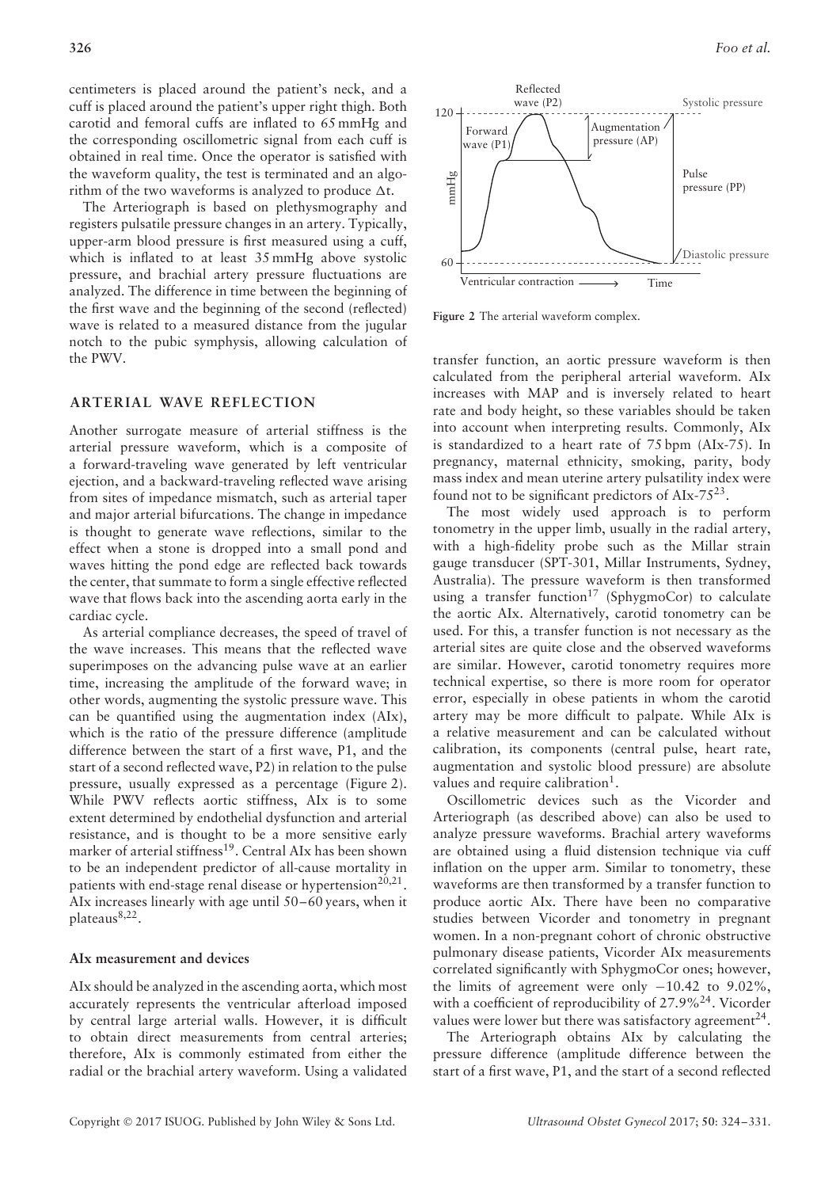centimeters is placed around the patient's neck, and a cuff is placed around the patient's upper right thigh. Both carotid and femoral cuffs are inflated to 65 mmHg and the corresponding oscillometric signal from each cuff is obtained in real time. Once the operator is satisfied with the waveform quality, the test is terminated and an algorithm of the two waveforms is analyzed to produce $\Delta t$.

The Arteriograph is based on plethysmography and registers pulsatile pressure changes in an artery. Typically, upper-arm blood pressure is first measured using a cuff, which is inflated to at least 35 mmHg above systolic pressure, and brachial artery pressure fluctuations are analyzed. The difference in time between the beginning of the first wave and the beginning of the second (reflected) wave is related to a measured distance from the jugular notch to the pubic symphysis, allowing calculation of the PWV.

## ARTERIAL WAVE REFLECTION

Another surrogate measure of arterial stiffness is the arterial pressure waveform, which is a composite of a forward-traveling wave generated by left ventricular ejection, and a backward-traveling reflected wave arising from sites of impedance mismatch, such as arterial taper and major arterial bifurcations. The change in impedance is thought to generate wave reflections, similar to the effect when a stone is dropped into a small pond and waves hitting the pond edge are reflected back towards the center, that summate to form a single effective reflected wave that flows back into the ascending aorta early in the cardiac cycle.

As arterial compliance decreases, the speed of travel of the wave increases. This means that the reflected wave superimposes on the advancing pulse wave at an earlier time, increasing the amplitude of the forward wave; in other words, augmenting the systolic pressure wave. This can be quantified using the augmentation index (AIx), which is the ratio of the pressure difference (amplitude difference between the start of a first wave, P1, and the start of a second reflected wave, P2) in relation to the pulse pressure, usually expressed as a percentage (Figure 2). While PWV reflects aortic stiffness, AIx is to some extent determined by endothelial dysfunction and arterial resistance, and is thought to be a more sensitive early marker of arterial stiffness[19]. Central AIx has been shown to be an independent predictor of all-cause mortality in patients with end-stage renal disease or hypertension[20,21]. AIx increases linearly with age until 50–60 years, when it plateaus[8,22].

### AIx measurement and devices

AIx should be analyzed in the ascending aorta, which most accurately represents the ventricular afterload imposed by central large arterial walls. However, it is difficult to obtain direct measurements from central arteries; therefore, AIx is commonly estimated from either the radial or the brachial artery waveform. Using a validated transfer function, an aortic pressure waveform is then calculated from the peripheral arterial waveform. AIx increases with MAP and is inversely related to heart rate and body height, so these variables should be taken into account when interpreting results. Commonly, AIx is standardized to a heart rate of 75 bpm (AIx-75). In pregnancy, maternal ethnicity, smoking, parity, body mass index and mean uterine artery pulsatility index were found not to be significant predictors of AIx-75[23].

**Figure 2** The arterial waveform complex.

The most widely used approach is to perform tonometry in the upper limb, usually in the radial artery, with a high-fidelity probe such as the Millar strain gauge transducer (SPT-301, Millar Instruments, Sydney, Australia). The pressure waveform is then transformed using a transfer function[17] (SphygmoCor) to calculate the aortic AIx. Alternatively, carotid tonometry can be used. For this, a transfer function is not necessary as the arterial sites are quite close and the observed waveforms are similar. However, carotid tonometry requires more technical expertise, so there is more room for operator error, especially in obese patients in whom the carotid artery may be more difficult to palpate. While AIx is a relative measurement and can be calculated without calibration, its components (central pulse, heart rate, augmentation and systolic blood pressure) are absolute values and require calibration[1].

Oscillometric devices such as the Vicorder and Arteriograph (as described above) can also be used to analyze pressure waveforms. Brachial artery waveforms are obtained using a fluid distension technique via cuff inflation on the upper arm. Similar to tonometry, these waveforms are then transformed by a transfer function to produce aortic AIx. There have been no comparative studies between Vicorder and tonometry in pregnant women. In a non-pregnant cohort of chronic obstructive pulmonary disease patients, Vicorder AIx measurements correlated significantly with SphygmoCor ones; however, the limits of agreement were only −10.42 to 9.02%, with a coefficient of reproducibility of 27.9%[24]. Vicorder values were lower but there was satisfactory agreement[24].

The Arteriograph obtains AIx by calculating the pressure difference (amplitude difference between the start of a first wave, P1, and the start of a second reflected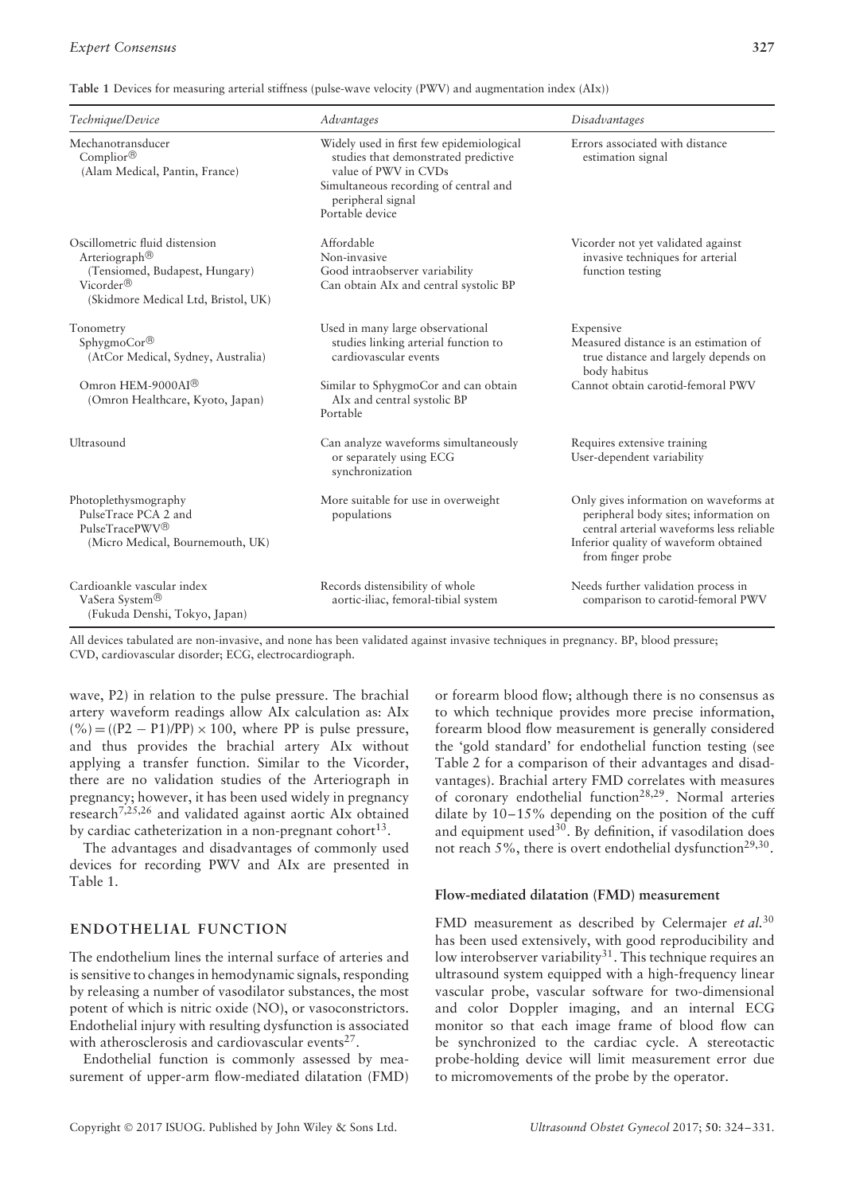**Table 1** Devices for measuring arterial stiffness (pulse-wave velocity (PWV) and augmentation index (AIx))

| *Technique/Device* | *Advantages* | *Disadvantages* |
|---|---|---|
| Mechanotransducer Complior® (Alam Medical, Pantin, France) | Widely used in first few epidemiological studies that demonstrated predictive value of PWV in CVDs<br>Simultaneous recording of central and peripheral signal<br>Portable device | Errors associated with distance estimation signal |
| Oscillometric fluid distension Arteriograph® (Tensiomed, Budapest, Hungary) Vicorder® (Skidmore Medical Ltd, Bristol, UK) | Affordable<br>Non-invasive<br>Good intraobserver variability<br>Can obtain AIx and central systolic BP | Vicorder not yet validated against invasive techniques for arterial function testing |
| Tonometry SphygmoCor® (AtCor Medical, Sydney, Australia) | Used in many large observational studies linking arterial function to cardiovascular events | Expensive<br>Measured distance is an estimation of true distance and largely depends on body habitus |
| Omron HEM-9000AI® (Omron Healthcare, Kyoto, Japan) | Similar to SphygmoCor and can obtain AIx and central systolic BP<br>Portable | Cannot obtain carotid-femoral PWV |
| Ultrasound | Can analyze waveforms simultaneously or separately using ECG synchronization | Requires extensive training<br>User-dependent variability |
| Photoplethysmography PulseTrace PCA 2 and PulseTracePWV® (Micro Medical, Bournemouth, UK) | More suitable for use in overweight populations | Only gives information on waveforms at peripheral body sites; information on central arterial waveforms less reliable<br>Inferior quality of waveform obtained from finger probe |
| Cardioankle vascular index VaSera System® (Fukuda Denshi, Tokyo, Japan) | Records distensibility of whole aortic-iliac, femoral-tibial system | Needs further validation process in comparison to carotid-femoral PWV |

All devices tabulated are non-invasive, and none has been validated against invasive techniques in pregnancy. BP, blood pressure; CVD, cardiovascular disorder; ECG, electrocardiograph.

wave, P2) in relation to the pulse pressure. The brachial artery waveform readings allow AIx calculation as: AIx $(\%) = ((P2 - P1)/PP) \times 100$, where PP is pulse pressure, and thus provides the brachial artery AIx without applying a transfer function. Similar to the Vicorder, there are no validation studies of the Arteriograph in pregnancy; however, it has been used widely in pregnancy research[7,25,26] and validated against aortic AIx obtained by cardiac catheterization in a non-pregnant cohort[13].

The advantages and disadvantages of commonly used devices for recording PWV and AIx are presented in Table 1.

## ENDOTHELIAL FUNCTION

The endothelium lines the internal surface of arteries and is sensitive to changes in hemodynamic signals, responding by releasing a number of vasodilator substances, the most potent of which is nitric oxide (NO), or vasoconstrictors. Endothelial injury with resulting dysfunction is associated with atherosclerosis and cardiovascular events[27].

Endothelial function is commonly assessed by measurement of upper-arm flow-mediated dilatation (FMD) or forearm blood flow; although there is no consensus as to which technique provides more precise information, forearm blood flow measurement is generally considered the 'gold standard' for endothelial function testing (see Table 2 for a comparison of their advantages and disadvantages). Brachial artery FMD correlates with measures of coronary endothelial function[28,29]. Normal arteries dilate by 10–15% depending on the position of the cuff and equipment used[30]. By definition, if vasodilation does not reach 5%, there is overt endothelial dysfunction[29,30].

### Flow-mediated dilatation (FMD) measurement

FMD measurement as described by Celermajer *et al.*[30] has been used extensively, with good reproducibility and low interobserver variability[31]. This technique requires an ultrasound system equipped with a high-frequency linear vascular probe, vascular software for two-dimensional and color Doppler imaging, and an internal ECG monitor so that each image frame of blood flow can be synchronized to the cardiac cycle. A stereotactic probe-holding device will limit measurement error due to micromovements of the probe by the operator.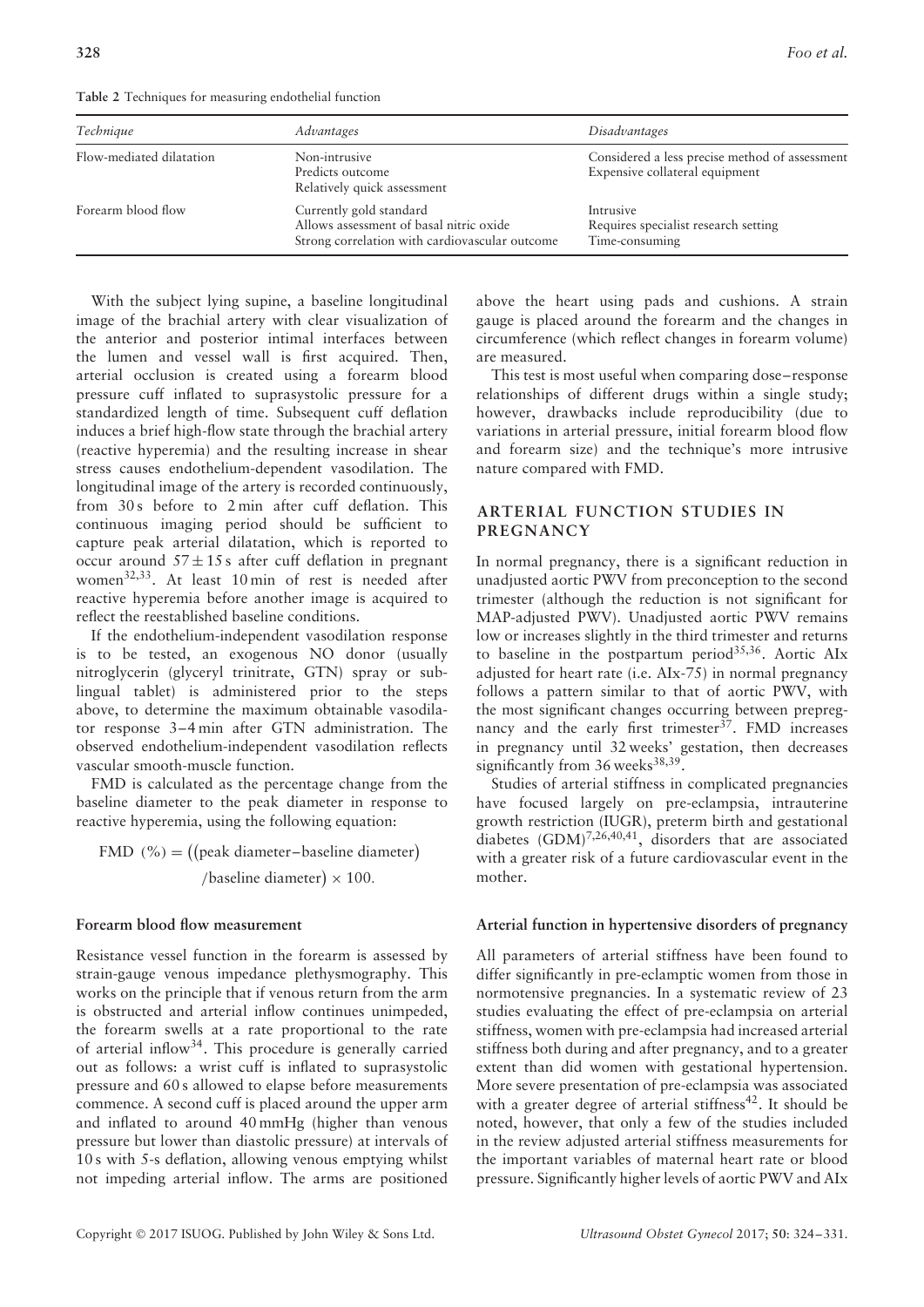**Table 2** Techniques for measuring endothelial function

| *Technique* | *Advantages* | *Disadvantages* |
|---|---|---|
| Flow-mediated dilatation | Non-intrusive<br>Predicts outcome<br>Relatively quick assessment | Considered a less precise method of assessment<br>Expensive collateral equipment |
| Forearm blood flow | Currently gold standard<br>Allows assessment of basal nitric oxide<br>Strong correlation with cardiovascular outcome | Intrusive<br>Requires specialist research setting<br>Time-consuming |

With the subject lying supine, a baseline longitudinal image of the brachial artery with clear visualization of the anterior and posterior intimal interfaces between the lumen and vessel wall is first acquired. Then, arterial occlusion is created using a forearm blood pressure cuff inflated to suprasystolic pressure for a standardized length of time. Subsequent cuff deflation induces a brief high-flow state through the brachial artery (reactive hyperemia) and the resulting increase in shear stress causes endothelium-dependent vasodilation. The longitudinal image of the artery is recorded continuously, from 30 s before to 2 min after cuff deflation. This continuous imaging period should be sufficient to capture peak arterial dilatation, which is reported to occur around $57 \pm 15$ s after cuff deflation in pregnant women[32,33]. At least 10 min of rest is needed after reactive hyperemia before another image is acquired to reflect the reestablished baseline conditions.

If the endothelium-independent vasodilation response is to be tested, an exogenous NO donor (usually nitroglycerin (glyceryl trinitrate, GTN) spray or sublingual tablet) is administered prior to the steps above, to determine the maximum obtainable vasodilator response 3–4 min after GTN administration. The observed endothelium-independent vasodilation reflects vascular smooth-muscle function.

FMD is calculated as the percentage change from the baseline diameter to the peak diameter in response to reactive hyperemia, using the following equation:

$$\text{FMD } (\%) = \left((\text{peak diameter} - \text{baseline diameter}) / \text{baseline diameter}\right) \times 100.$$

### Forearm blood flow measurement

Resistance vessel function in the forearm is assessed by strain-gauge venous impedance plethysmography. This works on the principle that if venous return from the arm is obstructed and arterial inflow continues unimpeded, the forearm swells at a rate proportional to the rate of arterial inflow[34]. This procedure is generally carried out as follows: a wrist cuff is inflated to suprasystolic pressure and 60 s allowed to elapse before measurements commence. A second cuff is placed around the upper arm and inflated to around 40 mmHg (higher than venous pressure but lower than diastolic pressure) at intervals of 10 s with 5-s deflation, allowing venous emptying whilst not impeding arterial inflow. The arms are positioned above the heart using pads and cushions. A strain gauge is placed around the forearm and the changes in circumference (which reflect changes in forearm volume) are measured.

This test is most useful when comparing dose–response relationships of different drugs within a single study; however, drawbacks include reproducibility (due to variations in arterial pressure, initial forearm blood flow and forearm size) and the technique's more intrusive nature compared with FMD.

## ARTERIAL FUNCTION STUDIES IN PREGNANCY

In normal pregnancy, there is a significant reduction in unadjusted aortic PWV from preconception to the second trimester (although the reduction is not significant for MAP-adjusted PWV). Unadjusted aortic PWV remains low or increases slightly in the third trimester and returns to baseline in the postpartum period[35,36]. Aortic AIx adjusted for heart rate (i.e. AIx-75) in normal pregnancy follows a pattern similar to that of aortic PWV, with the most significant changes occurring between prepregnancy and the early first trimester[37]. FMD increases in pregnancy until 32 weeks' gestation, then decreases significantly from 36 weeks[38,39].

Studies of arterial stiffness in complicated pregnancies have focused largely on pre-eclampsia, intrauterine growth restriction (IUGR), preterm birth and gestational diabetes (GDM)[7,26,40,41], disorders that are associated with a greater risk of a future cardiovascular event in the mother.

### Arterial function in hypertensive disorders of pregnancy

All parameters of arterial stiffness have been found to differ significantly in pre-eclamptic women from those in normotensive pregnancies. In a systematic review of 23 studies evaluating the effect of pre-eclampsia on arterial stiffness, women with pre-eclampsia had increased arterial stiffness both during and after pregnancy, and to a greater extent than did women with gestational hypertension. More severe presentation of pre-eclampsia was associated with a greater degree of arterial stiffness[42]. It should be noted, however, that only a few of the studies included in the review adjusted arterial stiffness measurements for the important variables of maternal heart rate or blood pressure. Significantly higher levels of aortic PWV and AIx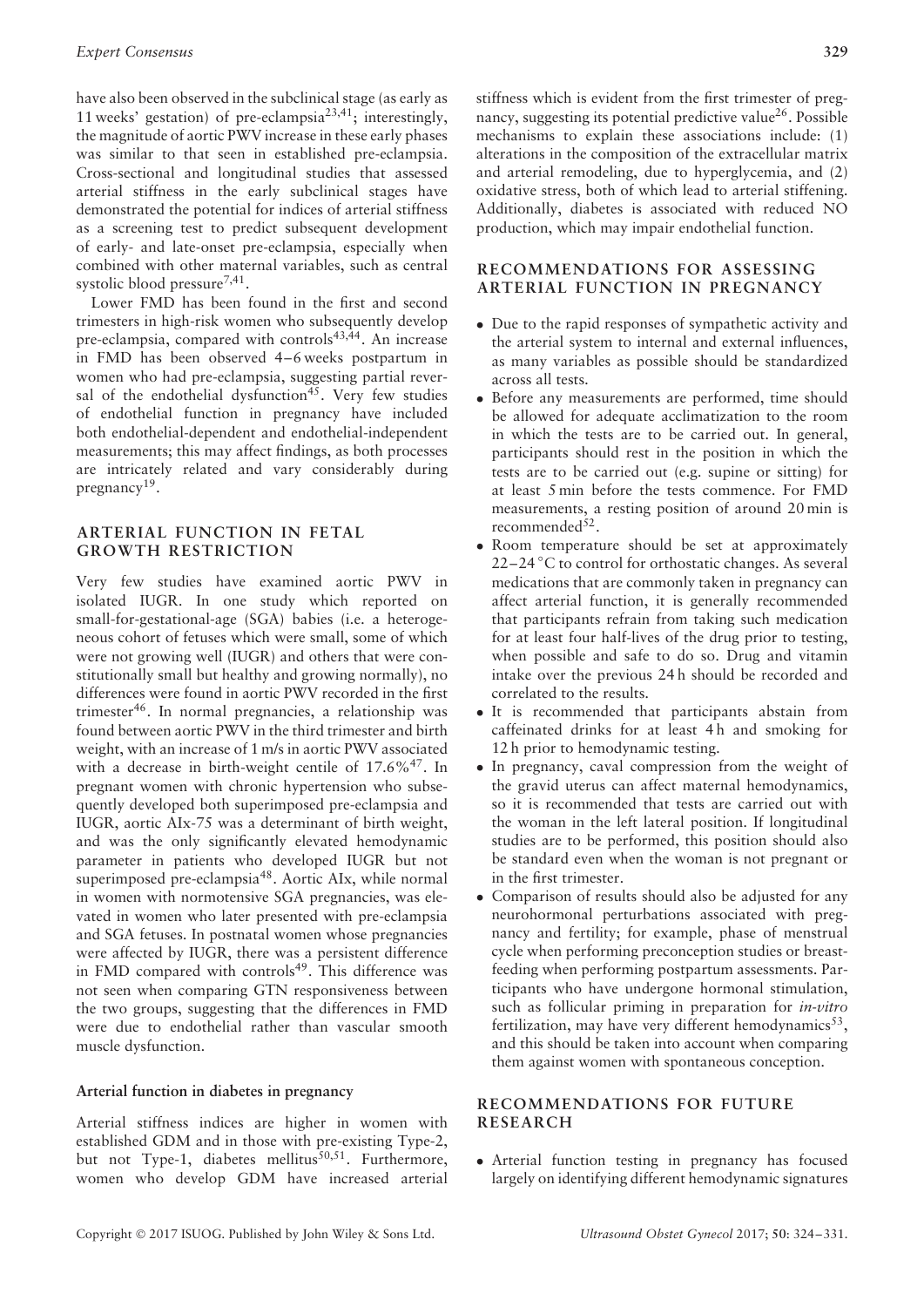have also been observed in the subclinical stage (as early as 11 weeks' gestation) of pre-eclampsia[23,41]; interestingly, the magnitude of aortic PWV increase in these early phases was similar to that seen in established pre-eclampsia. Cross-sectional and longitudinal studies that assessed arterial stiffness in the early subclinical stages have demonstrated the potential for indices of arterial stiffness as a screening test to predict subsequent development of early- and late-onset pre-eclampsia, especially when combined with other maternal variables, such as central systolic blood pressure[7,41].

Lower FMD has been found in the first and second trimesters in high-risk women who subsequently develop pre-eclampsia, compared with controls[43,44]. An increase in FMD has been observed 4–6 weeks postpartum in women who had pre-eclampsia, suggesting partial reversal of the endothelial dysfunction[45]. Very few studies of endothelial function in pregnancy have included both endothelial-dependent and endothelial-independent measurements; this may affect findings, as both processes are intricately related and vary considerably during pregnancy[19].

## ARTERIAL FUNCTION IN FETAL GROWTH RESTRICTION

Very few studies have examined aortic PWV in isolated IUGR. In one study which reported on small-for-gestational-age (SGA) babies (i.e. a heterogeneous cohort of fetuses which were small, some of which were not growing well (IUGR) and others that were constitutionally small but healthy and growing normally), no differences were found in aortic PWV recorded in the first trimester[46]. In normal pregnancies, a relationship was found between aortic PWV in the third trimester and birth weight, with an increase of 1 m/s in aortic PWV associated with a decrease in birth-weight centile of 17.6%[47]. In pregnant women with chronic hypertension who subsequently developed both superimposed pre-eclampsia and IUGR, aortic AIx-75 was a determinant of birth weight, and was the only significantly elevated hemodynamic parameter in patients who developed IUGR but not superimposed pre-eclampsia[48]. Aortic AIx, while normal in women with normotensive SGA pregnancies, was elevated in women who later presented with pre-eclampsia and SGA fetuses. In postnatal women whose pregnancies were affected by IUGR, there was a persistent difference in FMD compared with controls[49]. This difference was not seen when comparing GTN responsiveness between the two groups, suggesting that the differences in FMD were due to endothelial rather than vascular smooth muscle dysfunction.

### Arterial function in diabetes in pregnancy

Arterial stiffness indices are higher in women with established GDM and in those with pre-existing Type-2, but not Type-1, diabetes mellitus[50,51]. Furthermore, women who develop GDM have increased arterial stiffness which is evident from the first trimester of pregnancy, suggesting its potential predictive value[26]. Possible mechanisms to explain these associations include: (1) alterations in the composition of the extracellular matrix and arterial remodeling, due to hyperglycemia, and (2) oxidative stress, both of which lead to arterial stiffening. Additionally, diabetes is associated with reduced NO production, which may impair endothelial function.

## RECOMMENDATIONS FOR ASSESSING ARTERIAL FUNCTION IN PREGNANCY

- Due to the rapid responses of sympathetic activity and the arterial system to internal and external influences, as many variables as possible should be standardized across all tests.
- Before any measurements are performed, time should be allowed for adequate acclimatization to the room in which the tests are to be carried out. In general, participants should rest in the position in which the tests are to be carried out (e.g. supine or sitting) for at least 5 min before the tests commence. For FMD measurements, a resting position of around 20 min is recommended[52].
- Room temperature should be set at approximately 22–24 °C to control for orthostatic changes. As several medications that are commonly taken in pregnancy can affect arterial function, it is generally recommended that participants refrain from taking such medication for at least four half-lives of the drug prior to testing, when possible and safe to do so. Drug and vitamin intake over the previous 24 h should be recorded and correlated to the results.
- It is recommended that participants abstain from caffeinated drinks for at least 4 h and smoking for 12 h prior to hemodynamic testing.
- In pregnancy, caval compression from the weight of the gravid uterus can affect maternal hemodynamics, so it is recommended that tests are carried out with the woman in the left lateral position. If longitudinal studies are to be performed, this position should also be standard even when the woman is not pregnant or in the first trimester.
- Comparison of results should also be adjusted for any neurohormonal perturbations associated with pregnancy and fertility; for example, phase of menstrual cycle when performing preconception studies or breastfeeding when performing postpartum assessments. Participants who have undergone hormonal stimulation, such as follicular priming in preparation for *in-vitro* fertilization, may have very different hemodynamics[53], and this should be taken into account when comparing them against women with spontaneous conception.

## RECOMMENDATIONS FOR FUTURE RESEARCH

- Arterial function testing in pregnancy has focused largely on identifying different hemodynamic signatures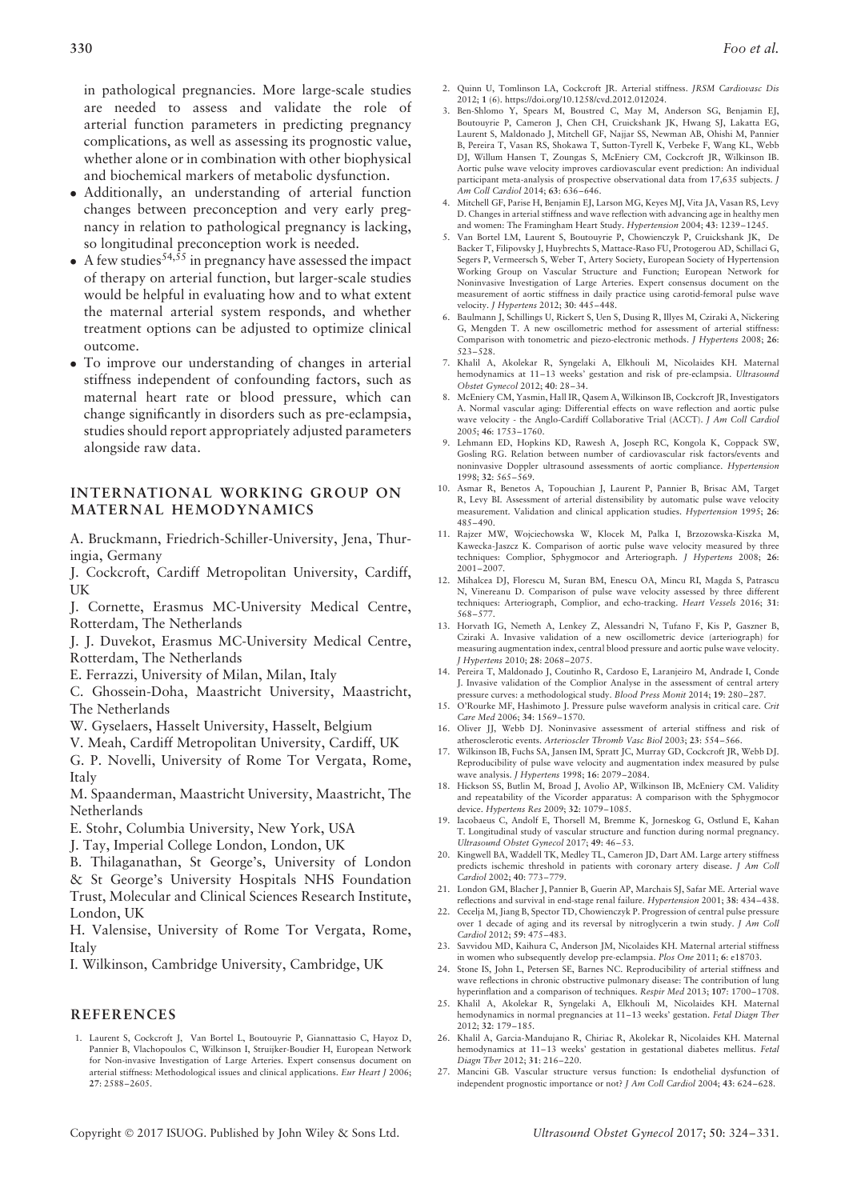in pathological pregnancies. More large-scale studies are needed to assess and validate the role of arterial function parameters in predicting pregnancy complications, as well as assessing its prognostic value, whether alone or in combination with other biophysical and biochemical markers of metabolic dysfunction.

- Additionally, an understanding of arterial function changes between preconception and very early pregnancy in relation to pathological pregnancy is lacking, so longitudinal preconception work is needed.
- A few studies[54,55] in pregnancy have assessed the impact of therapy on arterial function, but larger-scale studies would be helpful in evaluating how and to what extent the maternal arterial system responds, and whether treatment options can be adjusted to optimize clinical outcome.
- To improve our understanding of changes in arterial stiffness independent of confounding factors, such as maternal heart rate or blood pressure, which can change significantly in disorders such as pre-eclampsia, studies should report appropriately adjusted parameters alongside raw data.

## INTERNATIONAL WORKING GROUP ON MATERNAL HEMODYNAMICS

A. Bruckmann, Friedrich-Schiller-University, Jena, Thuringia, Germany

J. Cockcroft, Cardiff Metropolitan University, Cardiff, UK

J. Cornette, Erasmus MC-University Medical Centre, Rotterdam, The Netherlands

J. J. Duvekot, Erasmus MC-University Medical Centre, Rotterdam, The Netherlands

E. Ferrazzi, University of Milan, Milan, Italy

C. Ghossein-Doha, Maastricht University, Maastricht, The Netherlands

W. Gyselaers, Hasselt University, Hasselt, Belgium

V. Meah, Cardiff Metropolitan University, Cardiff, UK

G. P. Novelli, University of Rome Tor Vergata, Rome, Italy

M. Spaanderman, Maastricht University, Maastricht, The Netherlands

E. Stohr, Columbia University, New York, USA

J. Tay, Imperial College London, London, UK

B. Thilaganathan, St George's, University of London & St George's University Hospitals NHS Foundation Trust, Molecular and Clinical Sciences Research Institute, London, UK

H. Valensise, University of Rome Tor Vergata, Rome, Italy

I. Wilkinson, Cambridge University, Cambridge, UK

## REFERENCES

1. Laurent S, Cockcroft J, Van Bortel L, Boutouyrie P, Giannattasio C, Hayoz D, Pannier B, Vlachopoulos C, Wilkinson I, Struijker-Boudier H, European Network for Non-invasive Investigation of Large Arteries. Expert consensus document on arterial stiffness: Methodological issues and clinical applications. *Eur Heart J* 2006; **27**: 2588–2605.
2. Quinn U, Tomlinson LA, Cockcroft JR. Arterial stiffness. *JRSM Cardiovasc Dis* 2012; **1** (6). https://doi.org/10.1258/cvd.2012.012024.
3. Ben-Shlomo Y, Spears M, Boustred C, May M, Anderson SG, Benjamin EJ, Boutouyrie P, Cameron J, Chen CH, Cruickshank JK, Hwang SJ, Lakatta EG, Laurent S, Maldonado J, Mitchell GF, Najjar SS, Newman AB, Ohishi M, Pannier B, Pereira T, Vasan RS, Shokawa T, Sutton-Tyrell K, Verbeke F, Wang KL, Webb DJ, Willum Hansen T, Zoungas S, McEniery CM, Cockcroft JR, Wilkinson IB. Aortic pulse wave velocity improves cardiovascular event prediction: An individual participant meta-analysis of prospective observational data from 17,635 subjects. *J Am Coll Cardiol* 2014; **63**: 636–646.
4. Mitchell GF, Parise H, Benjamin EJ, Larson MG, Keyes MJ, Vita JA, Vasan RS, Levy D. Changes in arterial stiffness and wave reflection with advancing age in healthy men and women: The Framingham Heart Study. *Hypertension* 2004; **43**: 1239–1245.
5. Van Bortel LM, Laurent S, Boutouyrie P, Chowienczyk P, Cruickshank JK, De Backer T, Filipovsky J, Huybrechts S, Mattace-Raso FU, Protogerou AD, Schillaci G, Segers P, Vermeersch S, Weber T, Artery Society, European Society of Hypertension Working Group on Vascular Structure and Function; European Network for Noninvasive Investigation of Large Arteries. Expert consensus document on the measurement of aortic stiffness in daily practice using carotid-femoral pulse wave velocity. *J Hypertens* 2012; **30**: 445–448.
6. Baulmann J, Schillings U, Rickert S, Uen S, Dusing R, Illyes M, Cziraki A, Nickering G, Mengden T. A new oscillometric method for assessment of arterial stiffness: Comparison with tonometric and piezo-electronic methods. *J Hypertens* 2008; **26**: 523–528.
7. Khalil A, Akolekar R, Syngelaki A, Elkhouli M, Nicolaides KH. Maternal hemodynamics at 11–13 weeks' gestation and risk of pre-eclampsia. *Ultrasound Obstet Gynecol* 2012; **40**: 28–34.
8. McEniery CM, Yasmin, Hall IR, Qasem A, Wilkinson IB, Cockcroft JR, Investigators A. Normal vascular aging: Differential effects on wave reflection and aortic pulse wave velocity - the Anglo-Cardiff Collaborative Trial (ACCT). *J Am Coll Cardiol* 2005; **46**: 1753–1760.
9. Lehmann ED, Hopkins KD, Rawesh A, Joseph RC, Kongola K, Coppack SW, Gosling RG. Relation between number of cardiovascular risk factors/events and noninvasive Doppler ultrasound assessments of aortic compliance. *Hypertension* 1998; **32**: 565–569.
10. Asmar R, Benetos A, Topouchian J, Laurent P, Pannier B, Brisac AM, Target R, Levy BI. Assessment of arterial distensibility by automatic pulse wave velocity measurement. Validation and clinical application studies. *Hypertension* 1995; **26**: 485–490.
11. Rajzer MW, Wojciechowska W, Klocek M, Palka I, Brzozowska-Kiszka M, Kawecka-Jaszcz K. Comparison of aortic pulse wave velocity measured by three techniques: Complior, Sphygmocor and Arteriograph. *J Hypertens* 2008; **26**: 2001–2007.
12. Mihalcea DJ, Florescu M, Suran BM, Enescu OA, Mincu RI, Magda S, Patrascu N, Vinereanu D. Comparison of pulse wave velocity assessed by three different techniques: Arteriograph, Complior, and echo-tracking. *Heart Vessels* 2016; **31**: 568–577.
13. Horvath IG, Nemeth A, Lenkey Z, Alessandri N, Tufano F, Kis P, Gaszner B, Cziraki A. Invasive validation of a new oscillometric device (arteriograph) for measuring augmentation index, central blood pressure and aortic pulse wave velocity. *J Hypertens* 2010; **28**: 2068–2075.
14. Pereira T, Maldonado J, Coutinho R, Cardoso E, Laranjeiro M, Andrade I, Conde J. Invasive validation of the Complior Analyse in the assessment of central artery pressure curves: a methodological study. *Blood Press Monit* 2014; **19**: 280–287.
15. O'Rourke MF, Hashimoto J. Pressure pulse waveform analysis in critical care. *Crit Care Med* 2006; **34**: 1569–1570.
16. Oliver JJ, Webb DJ. Noninvasive assessment of arterial stiffness and risk of atherosclerotic events. *Arterioscler Thromb Vasc Biol* 2003; **23**: 554–566.
17. Wilkinson IB, Fuchs SA, Jansen IM, Spratt JC, Murray GD, Cockcroft JR, Webb DJ. Reproducibility of pulse wave velocity and augmentation index measured by pulse wave analysis. *J Hypertens* 1998; **16**: 2079–2084.
18. Hickson SS, Butlin M, Broad J, Avolio AP, Wilkinson IB, McEniery CM. Validity and repeatability of the Vicorder apparatus: A comparison with the Sphygmocor device. *Hypertens Res* 2009; **32**: 1079–1085.
19. Iacobaeus C, Andolf E, Thorsell M, Bremme K, Jorneskog G, Ostlund E, Kahan T. Longitudinal study of vascular structure and function during normal pregnancy. *Ultrasound Obstet Gynecol* 2017; **49**: 46–53.
20. Kingwell BA, Waddell TK, Medley TL, Cameron JD, Dart AM. Large artery stiffness predicts ischemic threshold in patients with coronary artery disease. *J Am Coll Cardiol* 2002; **40**: 773–779.
21. London GM, Blacher J, Pannier B, Guerin AP, Marchais SJ, Safar ME. Arterial wave reflections and survival in end-stage renal failure. *Hypertension* 2001; **38**: 434–438.
22. Cecelja M, Jiang B, Spector TD, Chowienczyk P. Progression of central pulse pressure over 1 decade of aging and its reversal by nitroglycerin a twin study. *J Am Coll Cardiol* 2012; **59**: 475–483.
23. Savvidou MD, Kaihura C, Anderson JM, Nicolaides KH. Maternal arterial stiffness in women who subsequently develop pre-eclampsia. *Plos One* 2011; **6**: e18703.
24. Stone IS, John L, Petersen SE, Barnes NC. Reproducibility of arterial stiffness and wave reflections in chronic obstructive pulmonary disease: The contribution of lung hyperinflation and a comparison of techniques. *Respir Med* 2013; **107**: 1700–1708.
25. Khalil A, Akolekar R, Syngelaki A, Elkhouli M, Nicolaides KH. Maternal hemodynamics in normal pregnancies at 11–13 weeks' gestation. *Fetal Diagn Ther* 2012; **32**: 179–185.
26. Khalil A, Garcia-Mandujano R, Chiriac R, Akolekar R, Nicolaides KH. Maternal hemodynamics at 11–13 weeks' gestation in gestational diabetes mellitus. *Fetal Diagn Ther* 2012; **31**: 216–220.
27. Mancini GB. Vascular structure versus function: Is endothelial dysfunction of independent prognostic importance or not? *J Am Coll Cardiol* 2004; **43**: 624–628.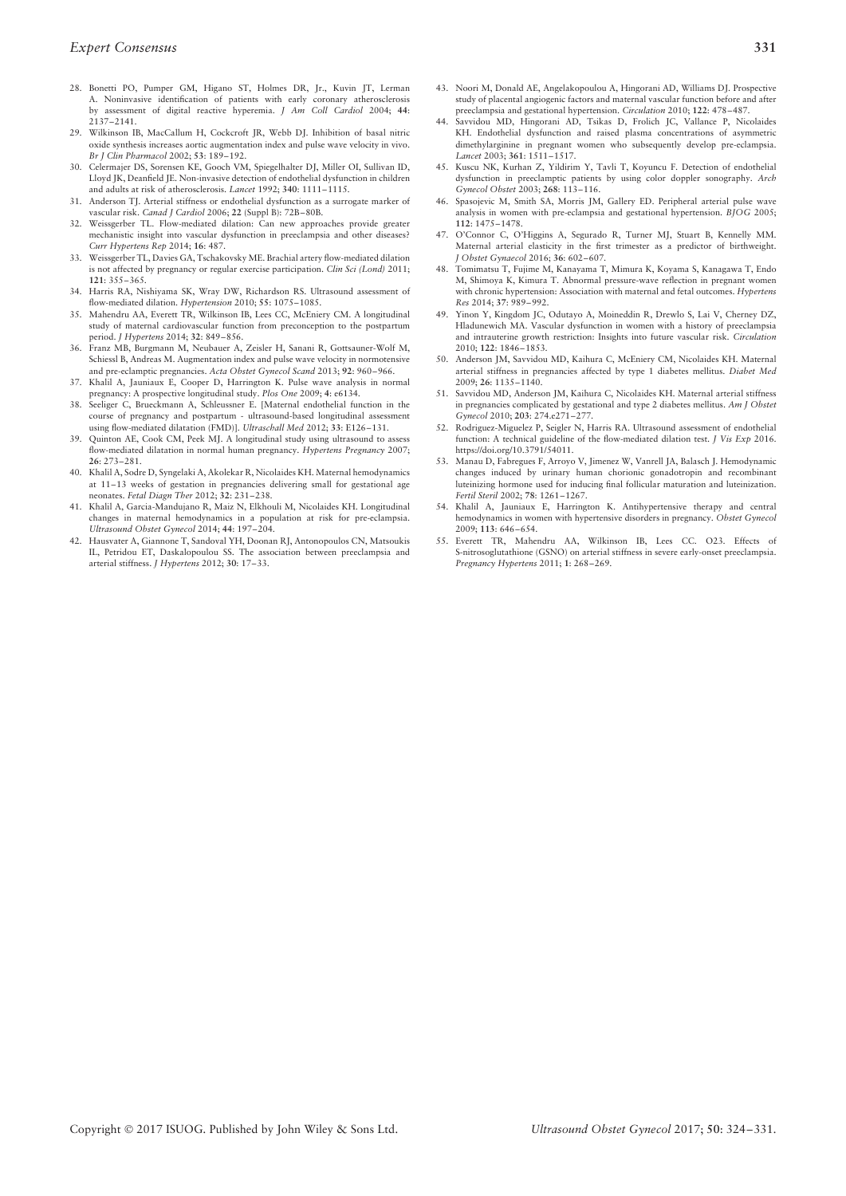28. Bonetti PO, Pumper GM, Higano ST, Holmes DR, Jr., Kuvin JT, Lerman A. Noninvasive identification of patients with early coronary atherosclerosis by assessment of digital reactive hyperemia. *J Am Coll Cardiol* 2004; **44**: 2137–2141.
29. Wilkinson IB, MacCallum H, Cockcroft JR, Webb DJ. Inhibition of basal nitric oxide synthesis increases aortic augmentation index and pulse wave velocity in vivo. *Br J Clin Pharmacol* 2002; **53**: 189–192.
30. Celermajer DS, Sorensen KE, Gooch VM, Spiegelhalter DJ, Miller OI, Sullivan ID, Lloyd JK, Deanfield JE. Non-invasive detection of endothelial dysfunction in children and adults at risk of atherosclerosis. *Lancet* 1992; **340**: 1111–1115.
31. Anderson TJ. Arterial stiffness or endothelial dysfunction as a surrogate marker of vascular risk. *Canad J Cardiol* 2006; **22** (Suppl B): 72B–80B.
32. Weissgerber TL. Flow-mediated dilation: Can new approaches provide greater mechanistic insight into vascular dysfunction in preeclampsia and other diseases? *Curr Hypertens Rep* 2014; **16**: 487.
33. Weissgerber TL, Davies GA, Tschakovsky ME. Brachial artery flow-mediated dilation is not affected by pregnancy or regular exercise participation. *Clin Sci (Lond)* 2011; **121**: 355–365.
34. Harris RA, Nishiyama SK, Wray DW, Richardson RS. Ultrasound assessment of flow-mediated dilation. *Hypertension* 2010; **55**: 1075–1085.
35. Mahendru AA, Everett TR, Wilkinson IB, Lees CC, McEniery CM. A longitudinal study of maternal cardiovascular function from preconception to the postpartum period. *J Hypertens* 2014; **32**: 849–856.
36. Franz MB, Burgmann M, Neubauer A, Zeisler H, Sanani R, Gottsauner-Wolf M, Schiessl B, Andreas M. Augmentation index and pulse wave velocity in normotensive and pre-eclamptic pregnancies. *Acta Obstet Gynecol Scand* 2013; **92**: 960–966.
37. Khalil A, Jauniaux E, Cooper D, Harrington K. Pulse wave analysis in normal pregnancy: A prospective longitudinal study. *Plos One* 2009; **4**: e6134.
38. Seeliger C, Brueckmann A, Schleussner E. [Maternal endothelial function in the course of pregnancy and postpartum - ultrasound-based longitudinal assessment using flow-mediated dilatation (FMD)]. *Ultraschall Med* 2012; **33**: E126–131.
39. Quinton AE, Cook CM, Peek MJ. A longitudinal study using ultrasound to assess flow-mediated dilatation in normal human pregnancy. *Hypertens Pregnancy* 2007; **26**: 273–281.
40. Khalil A, Sodre D, Syngelaki A, Akolekar R, Nicolaides KH. Maternal hemodynamics at 11–13 weeks of gestation in pregnancies delivering small for gestational age neonates. *Fetal Diagn Ther* 2012; **32**: 231–238.
41. Khalil A, Garcia-Mandujano R, Maiz N, Elkhouli M, Nicolaides KH. Longitudinal changes in maternal hemodynamics in a population at risk for pre-eclampsia. *Ultrasound Obstet Gynecol* 2014; **44**: 197–204.
42. Hausvater A, Giannone T, Sandoval YH, Doonan RJ, Antonopoulos CN, Matsoukis IL, Petridou ET, Daskalopoulou SS. The association between preeclampsia and arterial stiffness. *J Hypertens* 2012; **30**: 17–33.
43. Noori M, Donald AE, Angelakopoulou A, Hingorani AD, Williams DJ. Prospective study of placental angiogenic factors and maternal vascular function before and after preeclampsia and gestational hypertension. *Circulation* 2010; **122**: 478–487.
44. Savvidou MD, Hingorani AD, Tsikas D, Frolich JC, Vallance P, Nicolaides KH. Endothelial dysfunction and raised plasma concentrations of asymmetric dimethylarginine in pregnant women who subsequently develop pre-eclampsia. *Lancet* 2003; **361**: 1511–1517.
45. Kuscu NK, Kurhan Z, Yildirim Y, Tavli T, Koyuncu F. Detection of endothelial dysfunction in preeclamptic patients by using color doppler sonography. *Arch Gynecol Obstet* 2003; **268**: 113–116.
46. Spasojevic M, Smith SA, Morris JM, Gallery ED. Peripheral arterial pulse wave analysis in women with pre-eclampsia and gestational hypertension. *BJOG* 2005; **112**: 1475–1478.
47. O'Connor C, O'Higgins A, Segurado R, Turner MJ, Stuart B, Kennelly MM. Maternal arterial elasticity in the first trimester as a predictor of birthweight. *J Obstet Gynaecol* 2016; **36**: 602–607.
48. Tomimatsu T, Fujime M, Kanayama T, Mimura K, Koyama S, Kanagawa T, Endo M, Shimoya K, Kimura T. Abnormal pressure-wave reflection in pregnant women with chronic hypertension: Association with maternal and fetal outcomes. *Hypertens Res* 2014; **37**: 989–992.
49. Yinon Y, Kingdom JC, Odutayo A, Moineddin R, Drewlo S, Lai V, Cherney DZ, Hladunewich MA. Vascular dysfunction in women with a history of preeclampsia and intrauterine growth restriction: Insights into future vascular risk. *Circulation* 2010; **122**: 1846–1853.
50. Anderson JM, Savvidou MD, Kaihura C, McEniery CM, Nicolaides KH. Maternal arterial stiffness in pregnancies affected by type 1 diabetes mellitus. *Diabet Med* 2009; **26**: 1135–1140.
51. Savvidou MD, Anderson JM, Kaihura C, Nicolaides KH. Maternal arterial stiffness in pregnancies complicated by gestational and type 2 diabetes mellitus. *Am J Obstet Gynecol* 2010; **203**: 274.e271–277.
52. Rodriguez-Miguelez P, Seigler N, Harris RA. Ultrasound assessment of endothelial function: A technical guideline of the flow-mediated dilation test. *J Vis Exp* 2016. https://doi.org/10.3791/54011.
53. Manau D, Fabregues F, Arroyo V, Jimenez W, Vanrell JA, Balasch J. Hemodynamic changes induced by urinary human chorionic gonadotropin and recombinant luteinizing hormone used for inducing final follicular maturation and luteinization. *Fertil Steril* 2002; **78**: 1261–1267.
54. Khalil A, Jauniaux E, Harrington K. Antihypertensive therapy and central hemodynamics in women with hypertensive disorders in pregnancy. *Obstet Gynecol* 2009; **113**: 646–654.
55. Everett TR, Mahendru AA, Wilkinson IB, Lees CC. O23. Effects of S-nitrosoglutathione (GSNO) on arterial stiffness in severe early-onset preeclampsia. *Pregnancy Hypertens* 2011; **1**: 268–269.